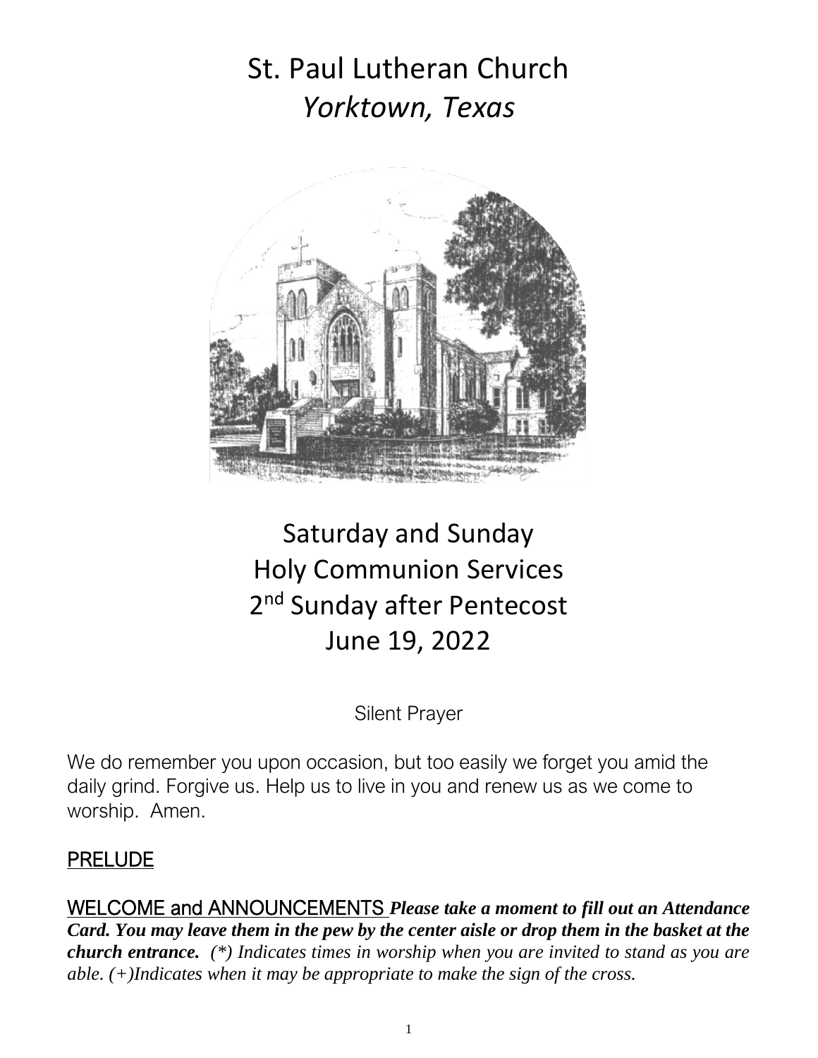# St. Paul Lutheran Church
## *Yorktown, Texas*

## Saturday and Sunday
## Holy Communion Services
## 2nd Sunday after Pentecost
## June 19, 2022

Silent Prayer

We do remember you upon occasion, but too easily we forget you amid the daily grind. Forgive us. Help us to live in you and renew us as we come to worship. Amen.

## PRELUDE

**WELCOME and ANNOUNCEMENTS** ***Please take a moment to fill out an Attendance Card. You may leave them in the pew by the center aisle or drop them in the basket at the church entrance.*** *(\*) Indicates times in worship when you are invited to stand as you are able. (+)Indicates when it may be appropriate to make the sign of the cross.*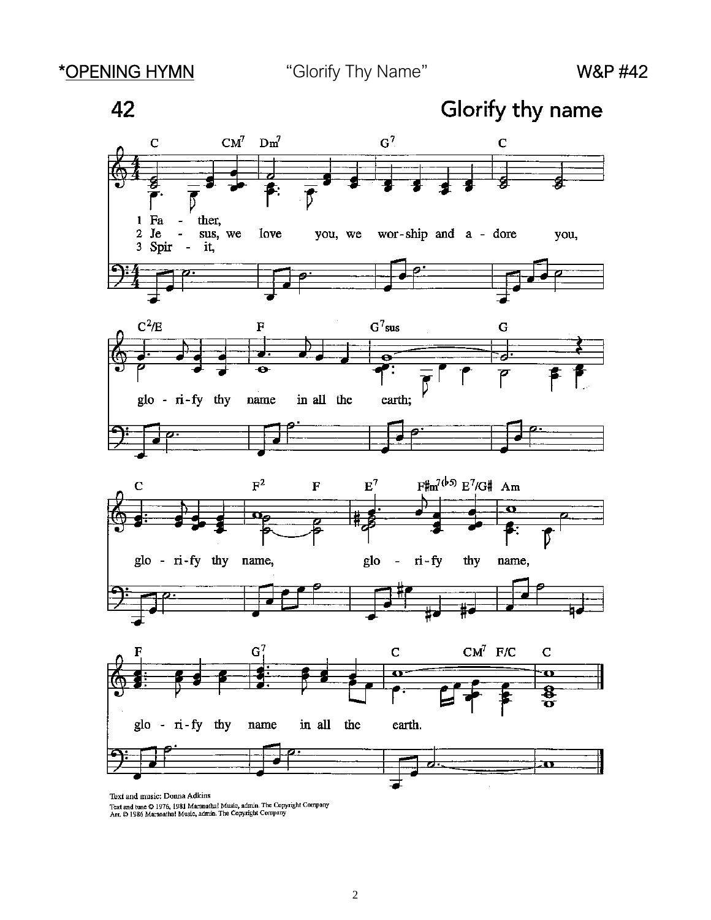**\*OPENING HYMN** "Glorify Thy Name" **W&P #42**

## 42 Glorify thy name

1 Father,
2 Jesus, we love you, we worship and adore you,
3 Spirit,

glorify thy name in all the earth;

glorify thy name, glorify thy name,

glorify thy name in all the earth.

Text and music: Donna Adkins
Text and tune © 1976, 1981 Maranatha! Music, admin. The Copyright Company
Arr. © 1986 Maranatha! Music, admin. The Copyright Company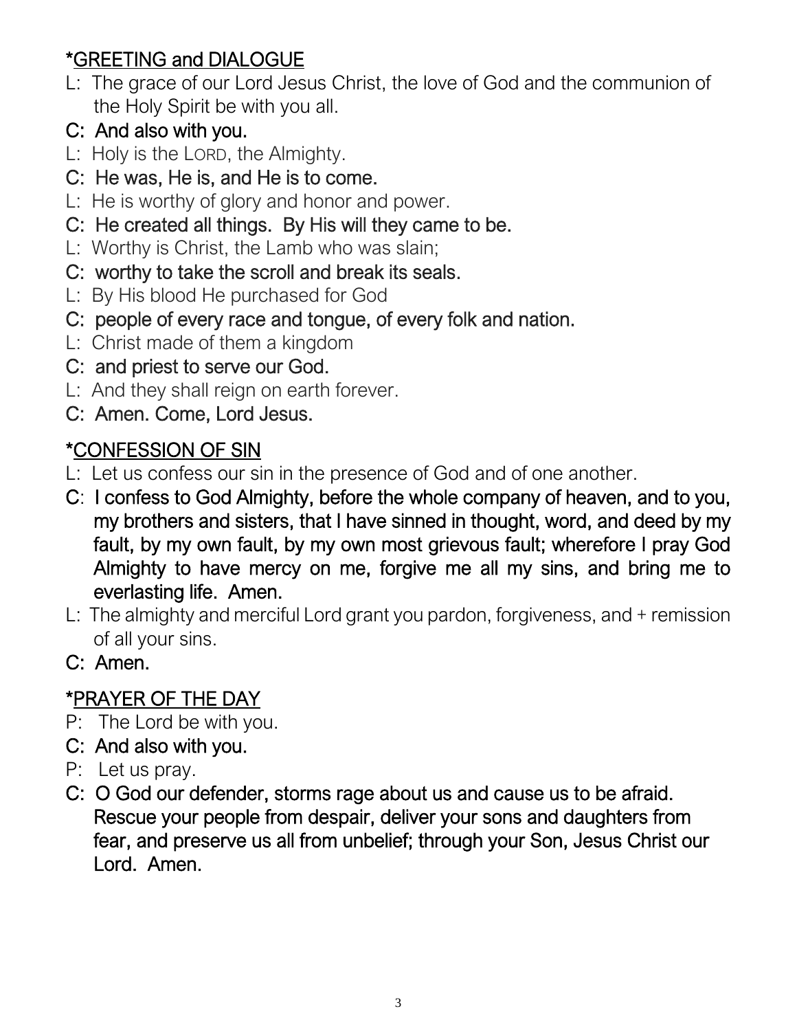## *GREETING and DIALOGUE

L: The grace of our Lord Jesus Christ, the love of God and the communion of the Holy Spirit be with you all.

**C: And also with you.**

L: Holy is the LORD, the Almighty.

**C: He was, He is, and He is to come.**

L: He is worthy of glory and honor and power.

**C: He created all things. By His will they came to be.**

L: Worthy is Christ, the Lamb who was slain;

**C: worthy to take the scroll and break its seals.**

L: By His blood He purchased for God

**C: people of every race and tongue, of every folk and nation.**

L: Christ made of them a kingdom

**C: and priest to serve our God.**

L: And they shall reign on earth forever.

**C: Amen. Come, Lord Jesus.**

## *CONFESSION OF SIN

L: Let us confess our sin in the presence of God and of one another.

**C: I confess to God Almighty, before the whole company of heaven, and to you, my brothers and sisters, that I have sinned in thought, word, and deed by my fault, by my own fault, by my own most grievous fault; wherefore I pray God Almighty to have mercy on me, forgive me all my sins, and bring me to everlasting life. Amen.**

L: The almighty and merciful Lord grant you pardon, forgiveness, and + remission of all your sins.

**C: Amen.**

## *PRAYER OF THE DAY

P: The Lord be with you.

**C: And also with you.**

P: Let us pray.

**C: O God our defender, storms rage about us and cause us to be afraid. Rescue your people from despair, deliver your sons and daughters from fear, and preserve us all from unbelief; through your Son, Jesus Christ our Lord. Amen.**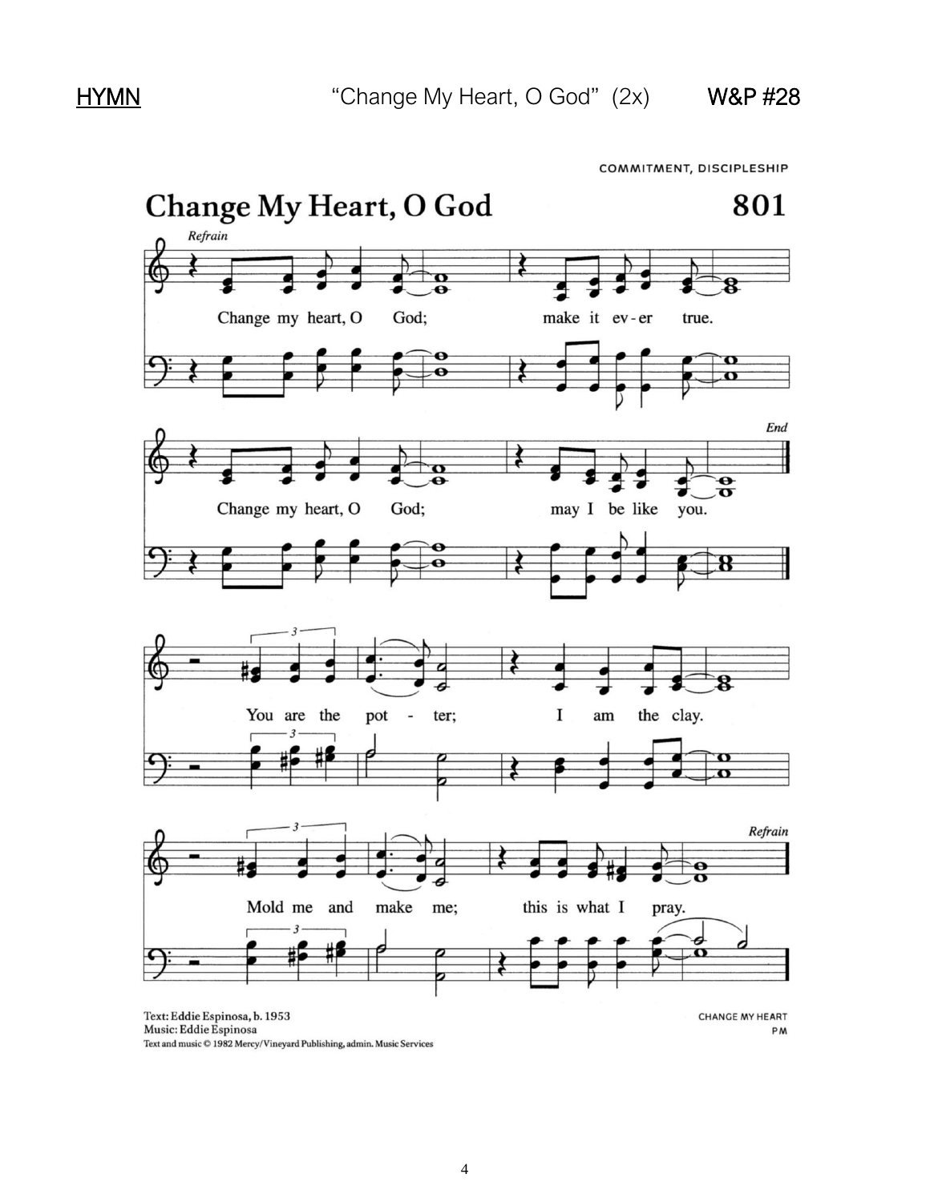**HYMN** "Change My Heart, O God" (2x) **W&P #28**

COMMITMENT, DISCIPLESHIP

# Change My Heart, O God 801

*Refrain*

Change my heart, O God; make it ev - er true.

Change my heart, O God; may I be like you. *End*

You are the pot - ter; I am the clay.

Mold me and make me; this is what I pray. *Refrain*

Text: Eddie Espinosa, b. 1953
Music: Eddie Espinosa
Text and music © 1982 Mercy/Vineyard Publishing, admin. Music Services

CHANGE MY HEART
PM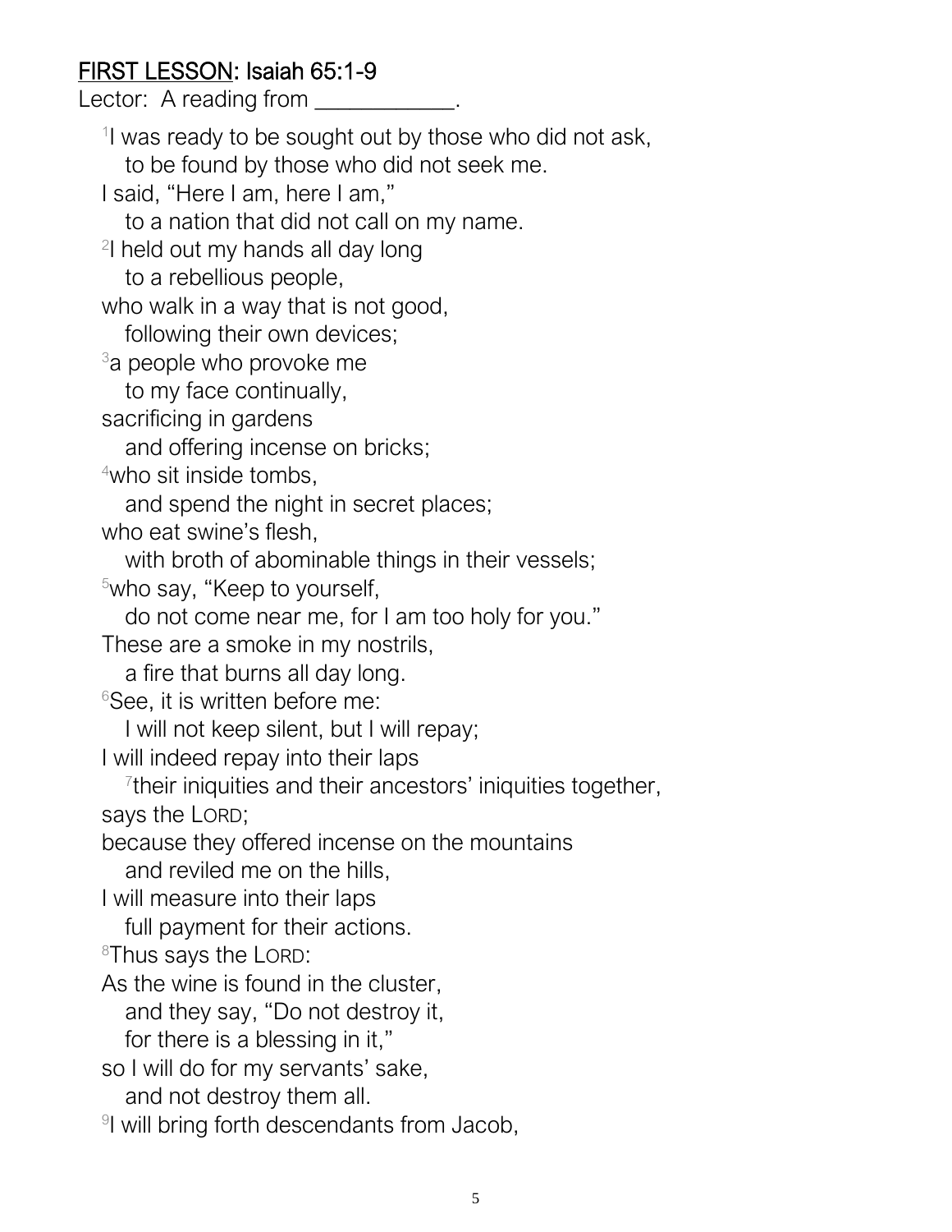## <u>FIRST LESSON</u>: Isaiah 65:1-9

Lector: A reading from ____________.

[1]I was ready to be sought out by those who did not ask,
to be found by those who did not seek me.
I said, "Here I am, here I am,"
to a nation that did not call on my name.
[2]I held out my hands all day long
to a rebellious people,
who walk in a way that is not good,
following their own devices;
[3]a people who provoke me
to my face continually,
sacrificing in gardens
and offering incense on bricks;
[4]who sit inside tombs,
and spend the night in secret places;
who eat swine's flesh,
with broth of abominable things in their vessels;
[5]who say, "Keep to yourself,
do not come near me, for I am too holy for you."
These are a smoke in my nostrils,
a fire that burns all day long.
[6]See, it is written before me:
I will not keep silent, but I will repay;
I will indeed repay into their laps
[7]their iniquities and their ancestors' iniquities together,
says the LORD;
because they offered incense on the mountains
and reviled me on the hills,
I will measure into their laps
full payment for their actions.
[8]Thus says the LORD:
As the wine is found in the cluster,
and they say, "Do not destroy it,
for there is a blessing in it,"
so I will do for my servants' sake,
and not destroy them all.
[9]I will bring forth descendants from Jacob,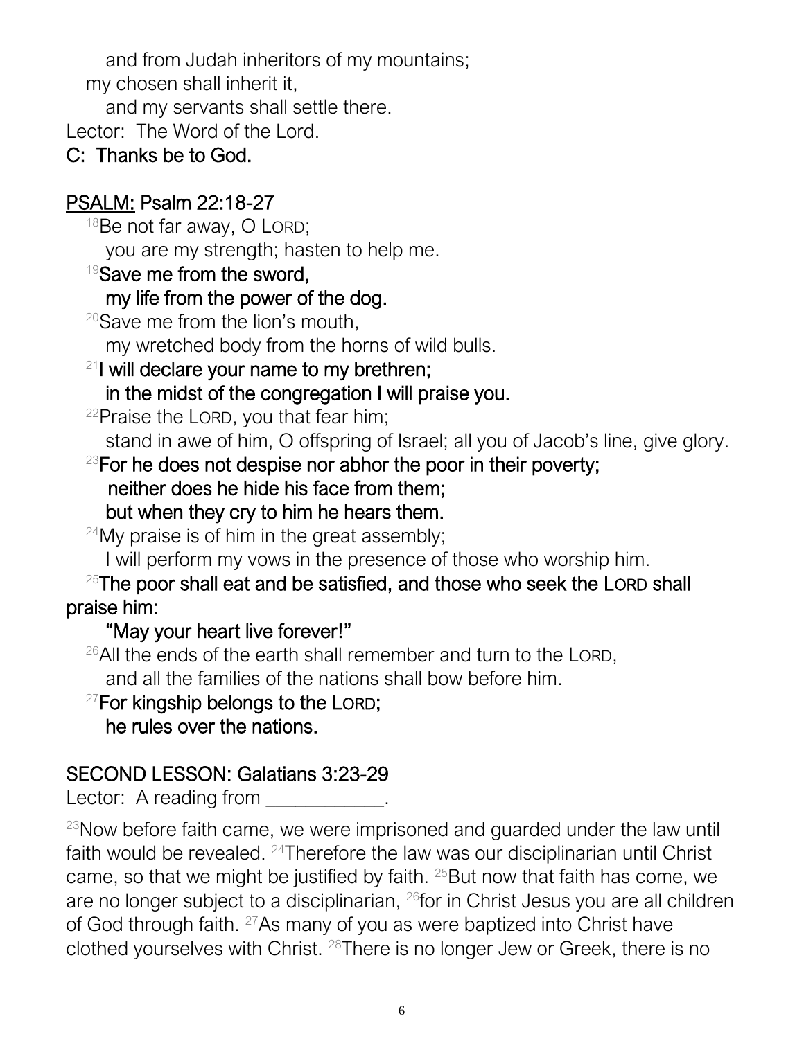and from Judah inheritors of my mountains;
my chosen shall inherit it,
and my servants shall settle there.

Lector: The Word of the Lord.

**C: Thanks be to God.**

## PSALM: Psalm 22:18-27

[18]Be not far away, O LORD;
you are my strength; hasten to help me.

**[19]Save me from the sword,**
**my life from the power of the dog.**

[20]Save me from the lion's mouth,
my wretched body from the horns of wild bulls.

**[21]I will declare your name to my brethren;**
**in the midst of the congregation I will praise you.**

[22]Praise the LORD, you that fear him;
stand in awe of him, O offspring of Israel; all you of Jacob's line, give glory.

**[23]For he does not despise nor abhor the poor in their poverty;**
**neither does he hide his face from them;**
**but when they cry to him he hears them.**

[24]My praise is of him in the great assembly;
I will perform my vows in the presence of those who worship him.

**[25]The poor shall eat and be satisfied, and those who seek the LORD shall praise him:**
**"May your heart live forever!"**

[26]All the ends of the earth shall remember and turn to the LORD,
and all the families of the nations shall bow before him.

**[27]For kingship belongs to the LORD;**
**he rules over the nations.**

## SECOND LESSON: Galatians 3:23-29

Lector: A reading from ____________.

[23]Now before faith came, we were imprisoned and guarded under the law until faith would be revealed. [24]Therefore the law was our disciplinarian until Christ came, so that we might be justified by faith. [25]But now that faith has come, we are no longer subject to a disciplinarian, [26]for in Christ Jesus you are all children of God through faith. [27]As many of you as were baptized into Christ have clothed yourselves with Christ. [28]There is no longer Jew or Greek, there is no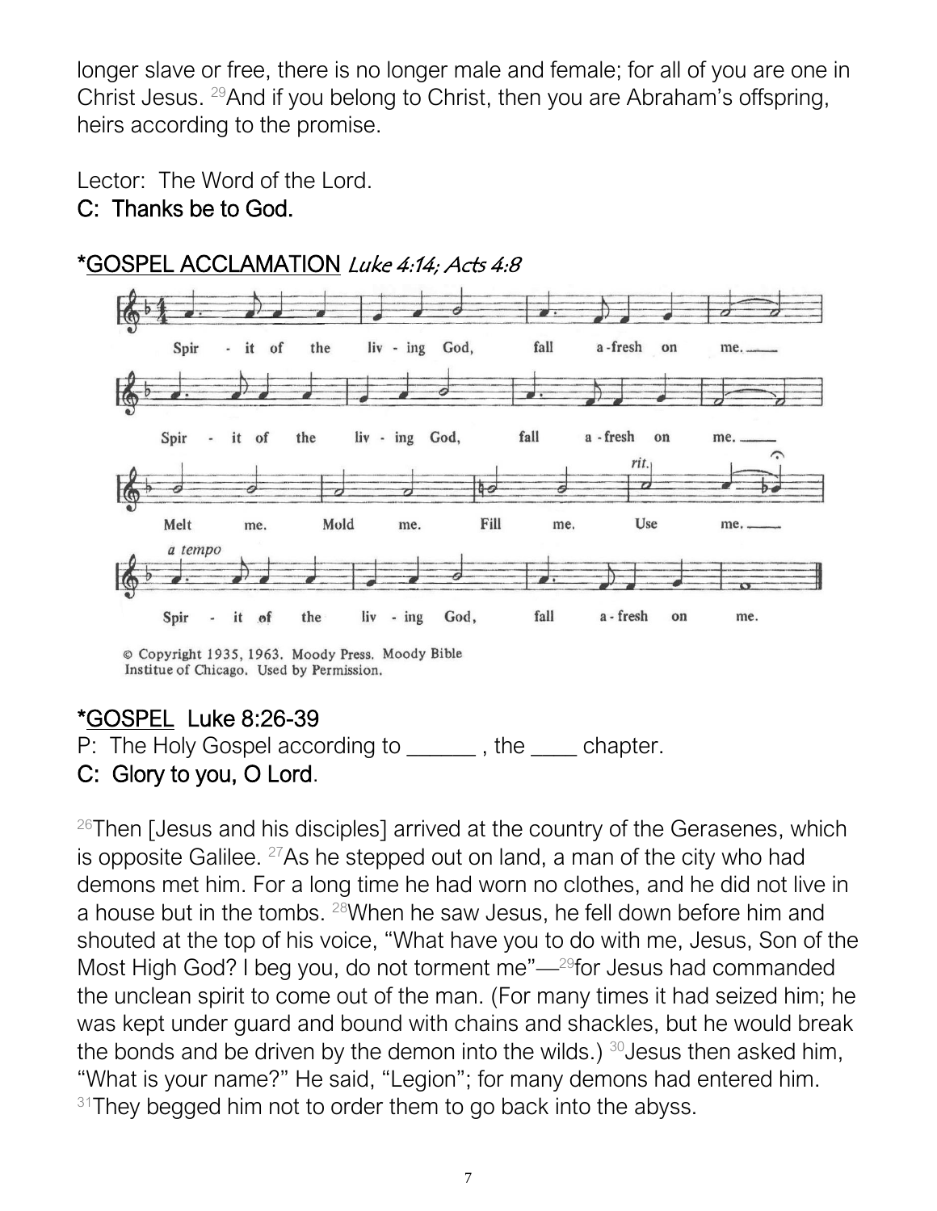longer slave or free, there is no longer male and female; for all of you are one in Christ Jesus. [29]And if you belong to Christ, then you are Abraham's offspring, heirs according to the promise.

Lector: The Word of the Lord.

**C: Thanks be to God.**

## *GOSPEL ACCLAMATION *Luke 4:14; Acts 4:8*

Spir - it of the liv - ing God, fall a-fresh on me.
Spir - it of the liv - ing God, fall a-fresh on me.
Melt me. Mold me. Fill me. Use me.
Spir - it of the liv - ing God, fall a-fresh on me.

© Copyright 1935, 1963. Moody Press. Moody Bible Institue of Chicago. Used by Permission.

## *GOSPEL Luke 8:26-39

P: The Holy Gospel according to ______ , the ____ chapter.

**C: Glory to you, O Lord.**

[26]Then [Jesus and his disciples] arrived at the country of the Gerasenes, which is opposite Galilee. [27]As he stepped out on land, a man of the city who had demons met him. For a long time he had worn no clothes, and he did not live in a house but in the tombs. [28]When he saw Jesus, he fell down before him and shouted at the top of his voice, "What have you to do with me, Jesus, Son of the Most High God? I beg you, do not torment me"—[29]for Jesus had commanded the unclean spirit to come out of the man. (For many times it had seized him; he was kept under guard and bound with chains and shackles, but he would break the bonds and be driven by the demon into the wilds.) [30]Jesus then asked him, "What is your name?" He said, "Legion"; for many demons had entered him. [31]They begged him not to order them to go back into the abyss.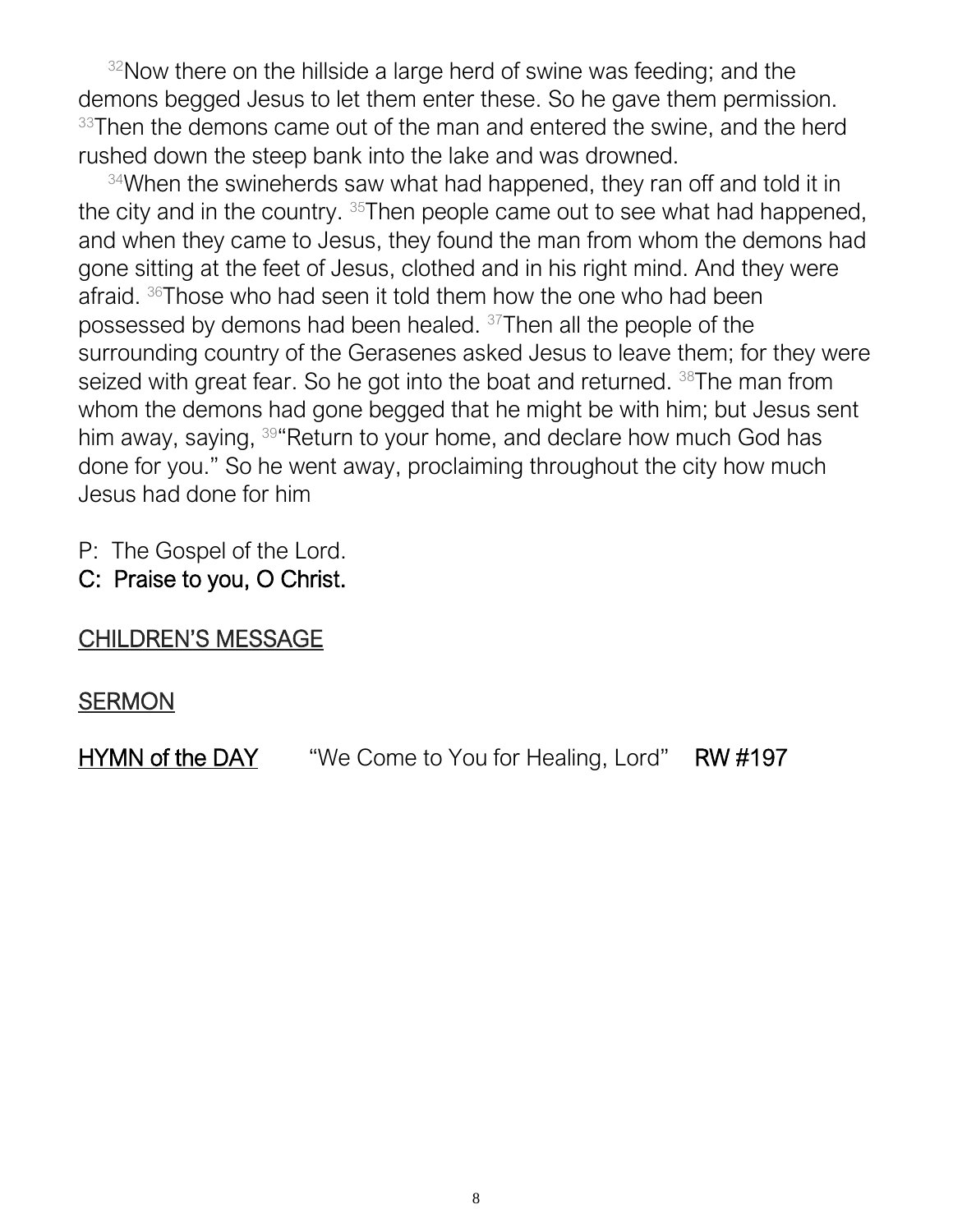[32]Now there on the hillside a large herd of swine was feeding; and the demons begged Jesus to let them enter these. So he gave them permission. [33]Then the demons came out of the man and entered the swine, and the herd rushed down the steep bank into the lake and was drowned.

[34]When the swineherds saw what had happened, they ran off and told it in the city and in the country. [35]Then people came out to see what had happened, and when they came to Jesus, they found the man from whom the demons had gone sitting at the feet of Jesus, clothed and in his right mind. And they were afraid. [36]Those who had seen it told them how the one who had been possessed by demons had been healed. [37]Then all the people of the surrounding country of the Gerasenes asked Jesus to leave them; for they were seized with great fear. So he got into the boat and returned. [38]The man from whom the demons had gone begged that he might be with him; but Jesus sent him away, saying, [39]"Return to your home, and declare how much God has done for you." So he went away, proclaiming throughout the city how much Jesus had done for him

P: The Gospel of the Lord.
**C: Praise to you, O Christ.**

<u>CHILDREN'S MESSAGE</u>

<u>SERMON</u>

<u>**HYMN of the DAY**</u> "We Come to You for Healing, Lord" **RW #197**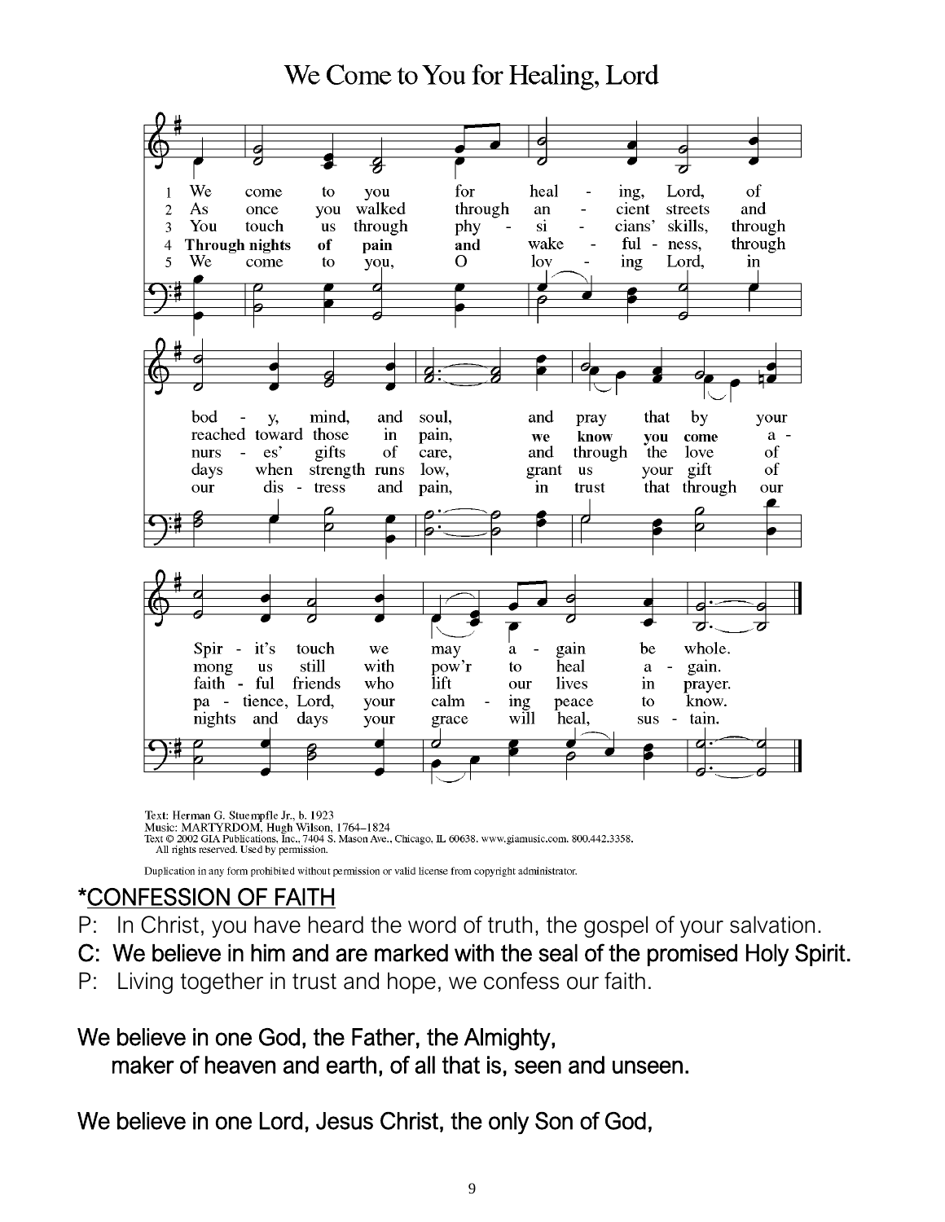# We Come to You for Healing, Lord

1 We come to you for heal - ing, Lord, of bod - y, mind, and soul, and pray that by your Spir - it's touch we may a - gain be whole.

2 As once you walked through an - cient streets and reached toward those in pain, we know you come a - mong us still with pow'r to heal a - gain.

3 You touch us through phy - si - cians' skills, through nurs - es' gifts of care, and through the love of faith - ful friends who lift our lives in prayer.

4 Through nights of pain and wake - ful - ness, through days when strength runs low, grant us your gift of pa - tience, Lord, your calm - ing peace to know.

5 We come to you, O lov - ing Lord, in our dis - tress and pain, in trust that through our nights and days your grace will heal, sus - tain.

Text: Herman G. Stuempfle Jr., b. 1923
Music: MARTYRDOM, Hugh Wilson, 1764–1824
Text © 2002 GIA Publications, Inc., 7404 S. Mason Ave., Chicago, IL 60638. www.giamusic.com. 800.442.3358.
All rights reserved. Used by permission.

Duplication in any form prohibited without permission or valid license from copyright administrator.

## *CONFESSION OF FAITH

P: In Christ, you have heard the word of truth, the gospel of your salvation.

**C: We believe in him and are marked with the seal of the promised Holy Spirit.**

P: Living together in trust and hope, we confess our faith.

**We believe in one God, the Father, the Almighty,**
**maker of heaven and earth, of all that is, seen and unseen.**

**We believe in one Lord, Jesus Christ, the only Son of God,**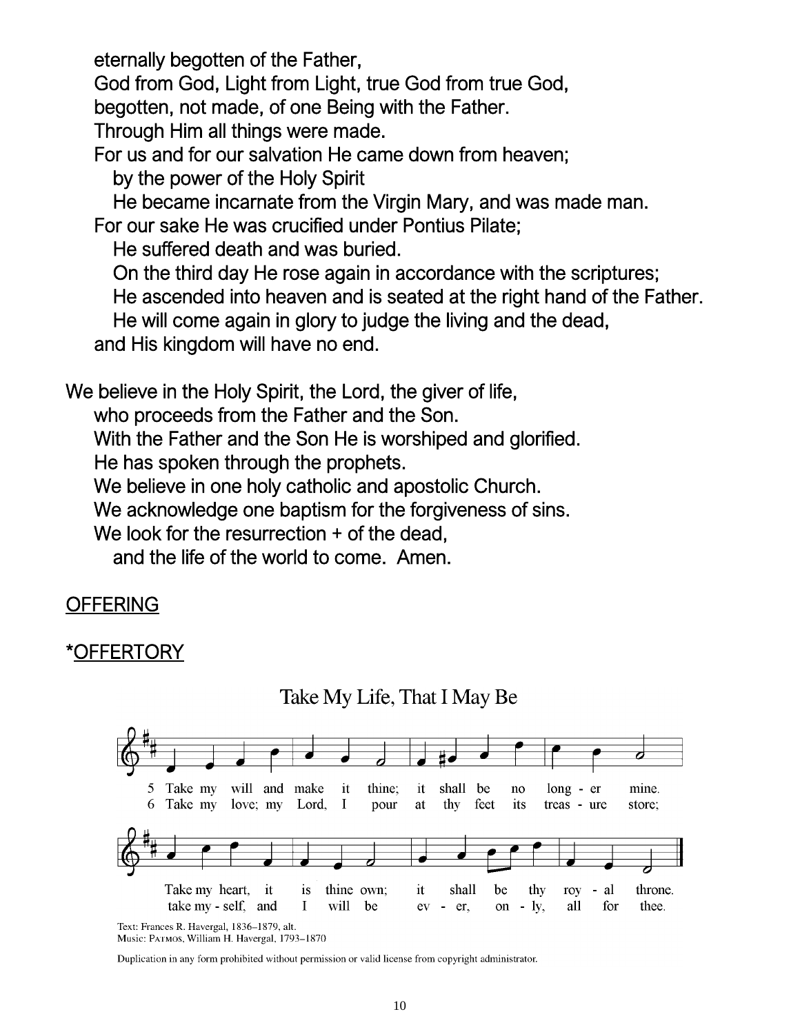eternally begotten of the Father,
God from God, Light from Light, true God from true God,
begotten, not made, of one Being with the Father.
Through Him all things were made.
For us and for our salvation He came down from heaven;
by the power of the Holy Spirit
He became incarnate from the Virgin Mary, and was made man.
For our sake He was crucified under Pontius Pilate;
He suffered death and was buried.
On the third day He rose again in accordance with the scriptures;
He ascended into heaven and is seated at the right hand of the Father.
He will come again in glory to judge the living and the dead,
and His kingdom will have no end.

We believe in the Holy Spirit, the Lord, the giver of life,
who proceeds from the Father and the Son.
With the Father and the Son He is worshiped and glorified.
He has spoken through the prophets.
We believe in one holy catholic and apostolic Church.
We acknowledge one baptism for the forgiveness of sins.
We look for the resurrection + of the dead,
and the life of the world to come. Amen.

OFFERING

*OFFERTORY

Take My Life, That I May Be

5 Take my will and make it thine; it shall be no long - er mine.
Take my heart, it is thine own; it shall be thy roy - al throne.

6 Take my love; my Lord, I pour at thy feet its treas - ure store;
take my - self, and I will be ev - er, on - ly, all for thee.

Text: Frances R. Havergal, 1836–1879, alt.
Music: PATMOS, William H. Havergal, 1793–1870

Duplication in any form prohibited without permission or valid license from copyright administrator.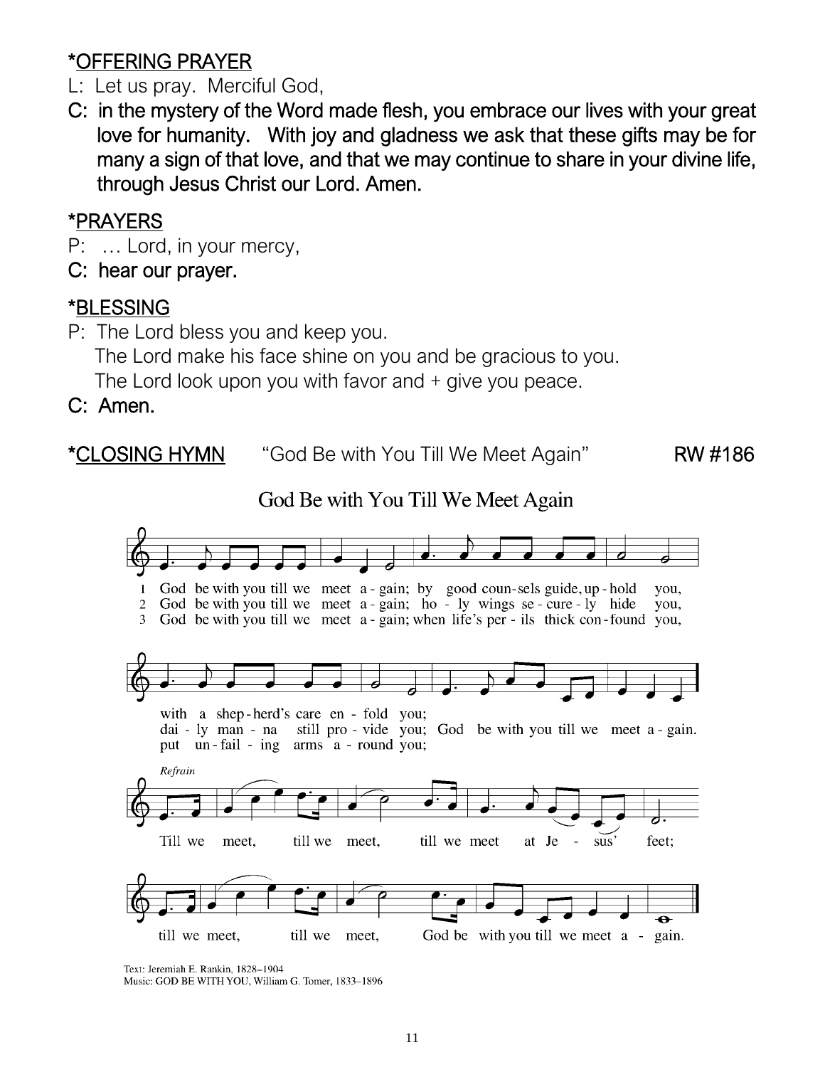## *OFFERING PRAYER

L: Let us pray. Merciful God,

**C: in the mystery of the Word made flesh, you embrace our lives with your great love for humanity. With joy and gladness we ask that these gifts may be for many a sign of that love, and that we may continue to share in your divine life, through Jesus Christ our Lord. Amen.**

## *PRAYERS

P: … Lord, in your mercy,

**C: hear our prayer.**

## *BLESSING

P: The Lord bless you and keep you.
The Lord make his face shine on you and be gracious to you.
The Lord look upon you with favor and + give you peace.

**C: Amen.**

## *CLOSING HYMN "God Be with You Till We Meet Again" **RW #186**

God Be with You Till We Meet Again

1 God be with you till we meet a - gain; by good coun-sels guide, up - hold you, with a shep-herd's care en - fold you;
2 God be with you till we meet a - gain; ho - ly wings se - cure - ly hide you, dai - ly man - na still pro - vide you; God be with you till we meet a - gain.
3 God be with you till we meet a - gain; when life's per - ils thick con-found you, put un - fail - ing arms a - round you;

*Refrain*
Till we meet, till we meet, till we meet at Je - sus' feet;
till we meet, till we meet, God be with you till we meet a - gain.

Text: Jeremiah E. Rankin, 1828–1904
Music: GOD BE WITH YOU, William G. Tomer, 1833–1896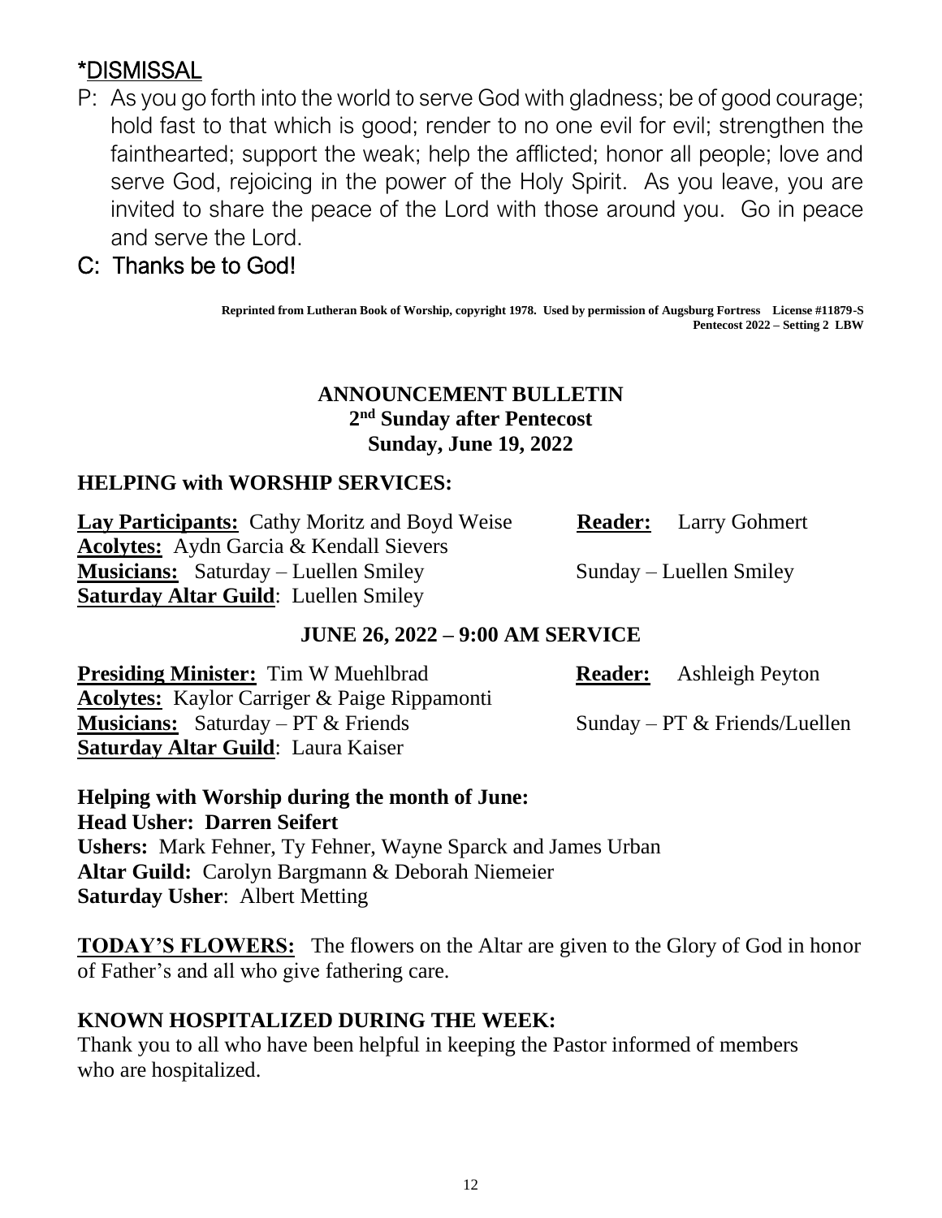## *DISMISSAL

P: As you go forth into the world to serve God with gladness; be of good courage; hold fast to that which is good; render to no one evil for evil; strengthen the fainthearted; support the weak; help the afflicted; honor all people; love and serve God, rejoicing in the power of the Holy Spirit. As you leave, you are invited to share the peace of the Lord with those around you. Go in peace and serve the Lord.

**C: Thanks be to God!**

**Reprinted from Lutheran Book of Worship, copyright 1978. Used by permission of Augsburg Fortress License #11879-S**
**Pentecost 2022 – Setting 2 LBW**

## ANNOUNCEMENT BULLETIN
**2nd Sunday after Pentecost**
**Sunday, June 19, 2022**

### HELPING with WORSHIP SERVICES:

**Lay Participants:** Cathy Moritz and Boyd Weise  **Reader:** Larry Gohmert
**Acolytes:** Aydn Garcia & Kendall Sievers
**Musicians:** Saturday – Luellen Smiley  Sunday – Luellen Smiley
**Saturday Altar Guild**: Luellen Smiley

### JUNE 26, 2022 – 9:00 AM SERVICE

**Presiding Minister:** Tim W Muehlbrad  **Reader:** Ashleigh Peyton
**Acolytes:** Kaylor Carriger & Paige Rippamonti
**Musicians:** Saturday – PT & Friends  Sunday – PT & Friends/Luellen
**Saturday Altar Guild**: Laura Kaiser

**Helping with Worship during the month of June:**
**Head Usher: Darren Seifert**
**Ushers:** Mark Fehner, Ty Fehner, Wayne Sparck and James Urban
**Altar Guild:** Carolyn Bargmann & Deborah Niemeier
**Saturday Usher**: Albert Metting

**TODAY'S FLOWERS:** The flowers on the Altar are given to the Glory of God in honor of Father's and all who give fathering care.

### KNOWN HOSPITALIZED DURING THE WEEK:

Thank you to all who have been helpful in keeping the Pastor informed of members who are hospitalized.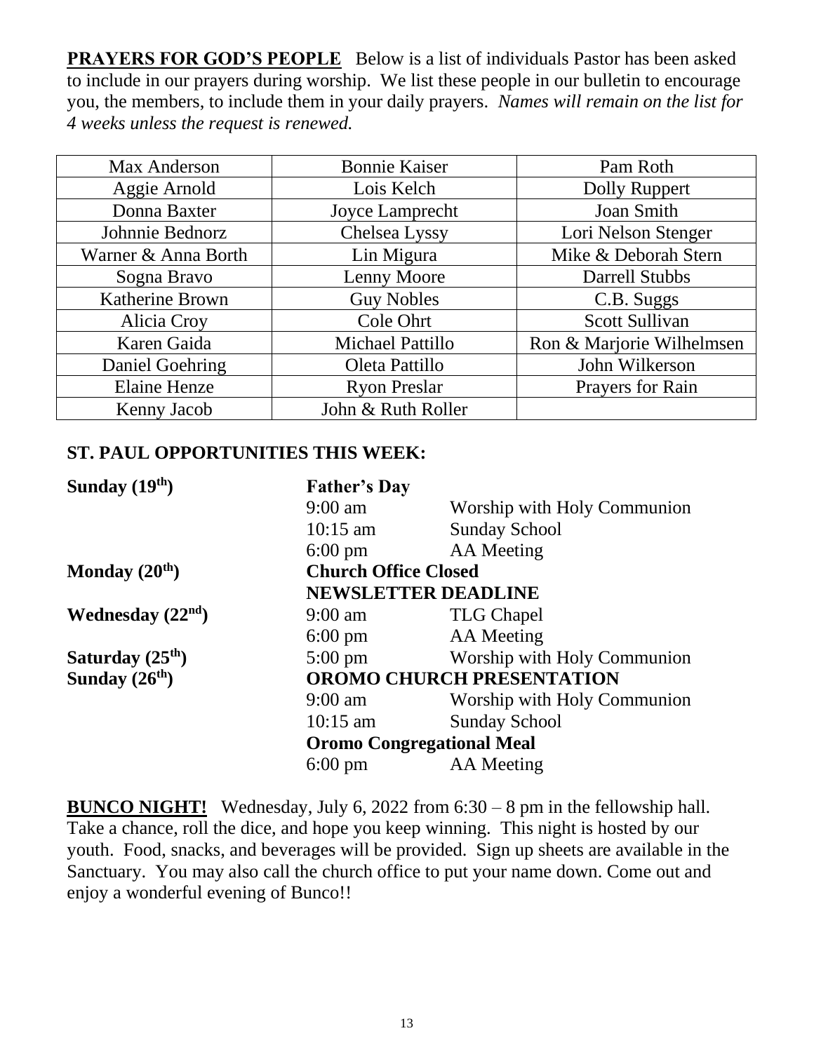**PRAYERS FOR GOD'S PEOPLE** Below is a list of individuals Pastor has been asked to include in our prayers during worship. We list these people in our bulletin to encourage you, the members, to include them in your daily prayers. *Names will remain on the list for 4 weeks unless the request is renewed.*

| | | |
|---|---|---|
| Max Anderson | Bonnie Kaiser | Pam Roth |
| Aggie Arnold | Lois Kelch | Dolly Ruppert |
| Donna Baxter | Joyce Lamprecht | Joan Smith |
| Johnnie Bednorz | Chelsea Lyssy | Lori Nelson Stenger |
| Warner & Anna Borth | Lin Migura | Mike & Deborah Stern |
| Sogna Bravo | Lenny Moore | Darrell Stubbs |
| Katherine Brown | Guy Nobles | C.B. Suggs |
| Alicia Croy | Cole Ohrt | Scott Sullivan |
| Karen Gaida | Michael Pattillo | Ron & Marjorie Wilhelmsen |
| Daniel Goehring | Oleta Pattillo | John Wilkerson |
| Elaine Henze | Ryon Preslar | Prayers for Rain |
| Kenny Jacob | John & Ruth Roller | |

**ST. PAUL OPPORTUNITIES THIS WEEK:**

**Sunday (19th)** — **Father's Day**
- 9:00 am — Worship with Holy Communion
- 10:15 am — Sunday School
- 6:00 pm — AA Meeting

**Monday (20th)**
- **Church Office Closed**
- **NEWSLETTER DEADLINE**

**Wednesday (22nd)**
- 9:00 am — TLG Chapel
- 6:00 pm — AA Meeting

**Saturday (25th)**
- 5:00 pm — Worship with Holy Communion

**Sunday (26th)** — **OROMO CHURCH PRESENTATION**
- 9:00 am — Worship with Holy Communion
- 10:15 am — Sunday School
- **Oromo Congregational Meal**
- 6:00 pm — AA Meeting

**BUNCO NIGHT!** Wednesday, July 6, 2022 from 6:30 – 8 pm in the fellowship hall. Take a chance, roll the dice, and hope you keep winning. This night is hosted by our youth. Food, snacks, and beverages will be provided. Sign up sheets are available in the Sanctuary. You may also call the church office to put your name down. Come out and enjoy a wonderful evening of Bunco!!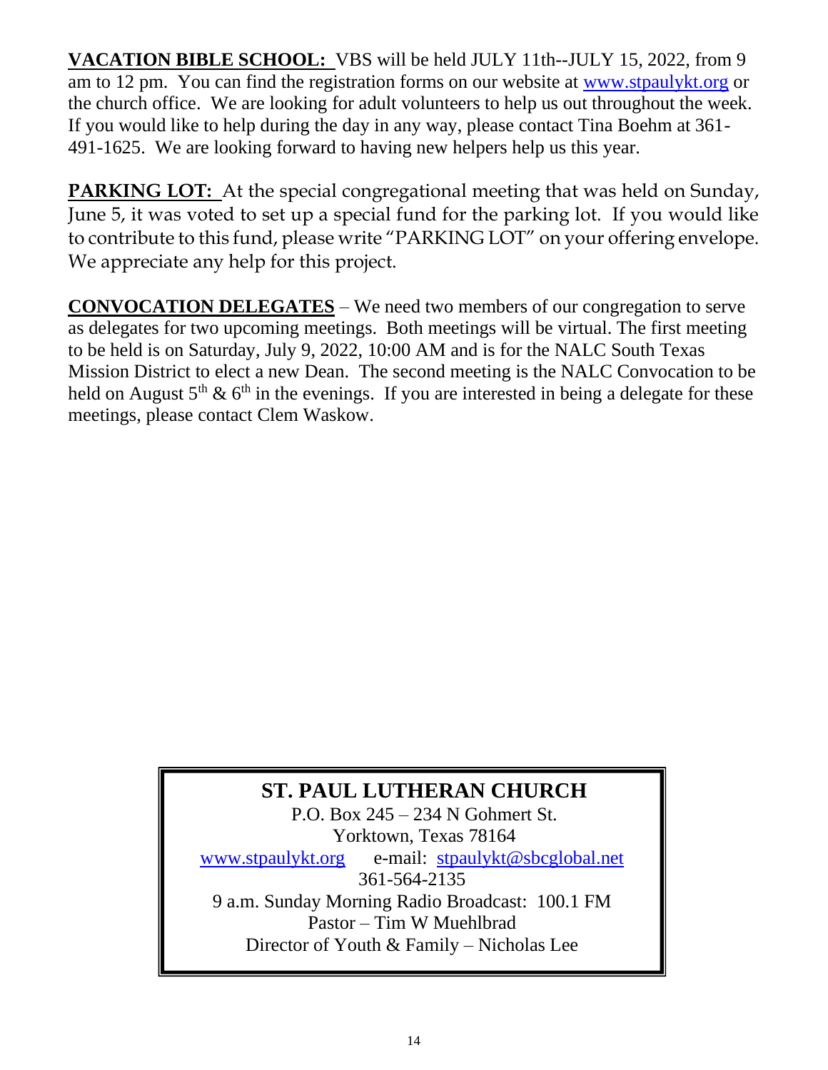**VACATION BIBLE SCHOOL:** VBS will be held JULY 11th--JULY 15, 2022, from 9 am to 12 pm. You can find the registration forms on our website at www.stpaulykt.org or the church office. We are looking for adult volunteers to help us out throughout the week. If you would like to help during the day in any way, please contact Tina Boehm at 361-491-1625. We are looking forward to having new helpers help us this year.

**PARKING LOT:** At the special congregational meeting that was held on Sunday, June 5, it was voted to set up a special fund for the parking lot. If you would like to contribute to this fund, please write "PARKING LOT" on your offering envelope. We appreciate any help for this project.

**CONVOCATION DELEGATES** – We need two members of our congregation to serve as delegates for two upcoming meetings. Both meetings will be virtual. The first meeting to be held is on Saturday, July 9, 2022, 10:00 AM and is for the NALC South Texas Mission District to elect a new Dean. The second meeting is the NALC Convocation to be held on August 5th & 6th in the evenings. If you are interested in being a delegate for these meetings, please contact Clem Waskow.

**ST. PAUL LUTHERAN CHURCH**
P.O. Box 245 – 234 N Gohmert St.
Yorktown, Texas 78164
www.stpaulykt.org e-mail: stpaulykt@sbcglobal.net
361-564-2135
9 a.m. Sunday Morning Radio Broadcast: 100.1 FM
Pastor – Tim W Muehlbrad
Director of Youth & Family – Nicholas Lee